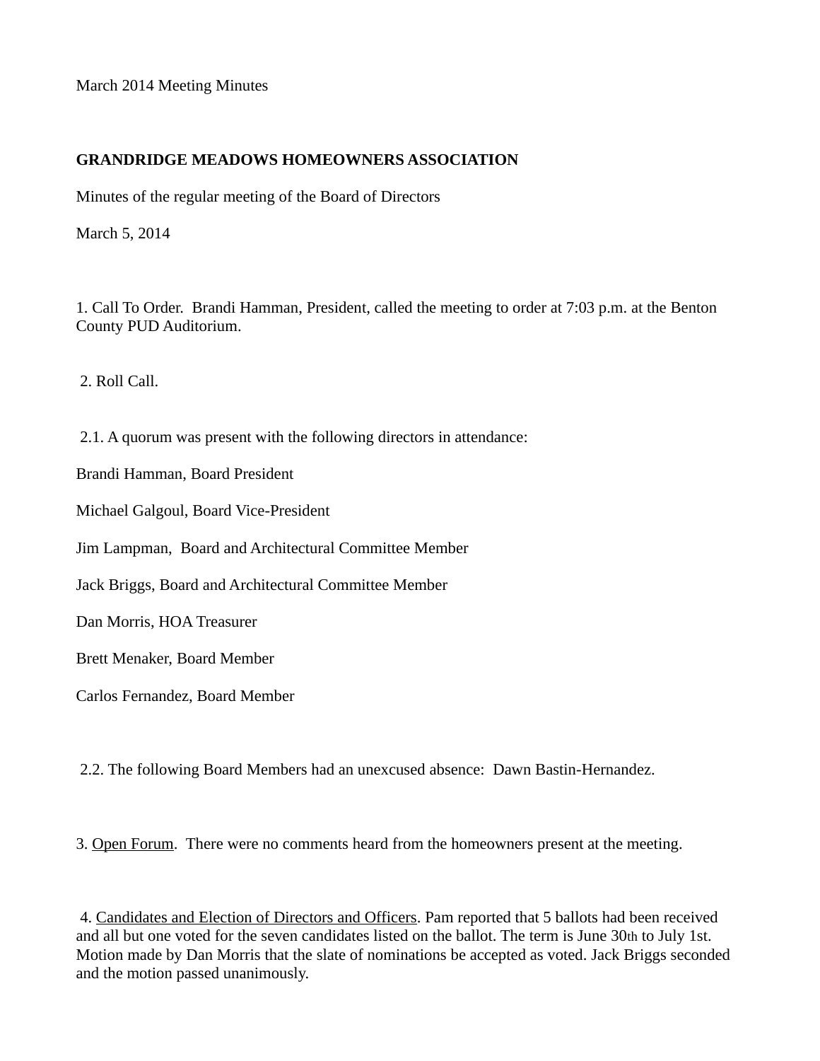March 2014 Meeting Minutes

**GRANDRIDGE MEADOWS HOMEOWNERS ASSOCIATION**

Minutes of the regular meeting of the Board of Directors

March 5, 2014

1. Call To Order. Brandi Hamman, President, called the meeting to order at 7:03 p.m. at the Benton County PUD Auditorium.

2. Roll Call.

2.1. A quorum was present with the following directors in attendance:

Brandi Hamman, Board President

Michael Galgoul, Board Vice-President

Jim Lampman, Board and Architectural Committee Member

Jack Briggs, Board and Architectural Committee Member

Dan Morris, HOA Treasurer

Brett Menaker, Board Member

Carlos Fernandez, Board Member

2.2. The following Board Members had an unexcused absence: Dawn Bastin-Hernandez.

3. <u>Open Forum</u>. There were no comments heard from the homeowners present at the meeting.

4. <u>Candidates and Election of Directors and Officers</u>. Pam reported that 5 ballots had been received and all but one voted for the seven candidates listed on the ballot. The term is June 30th to July 1st. Motion made by Dan Morris that the slate of nominations be accepted as voted. Jack Briggs seconded and the motion passed unanimously.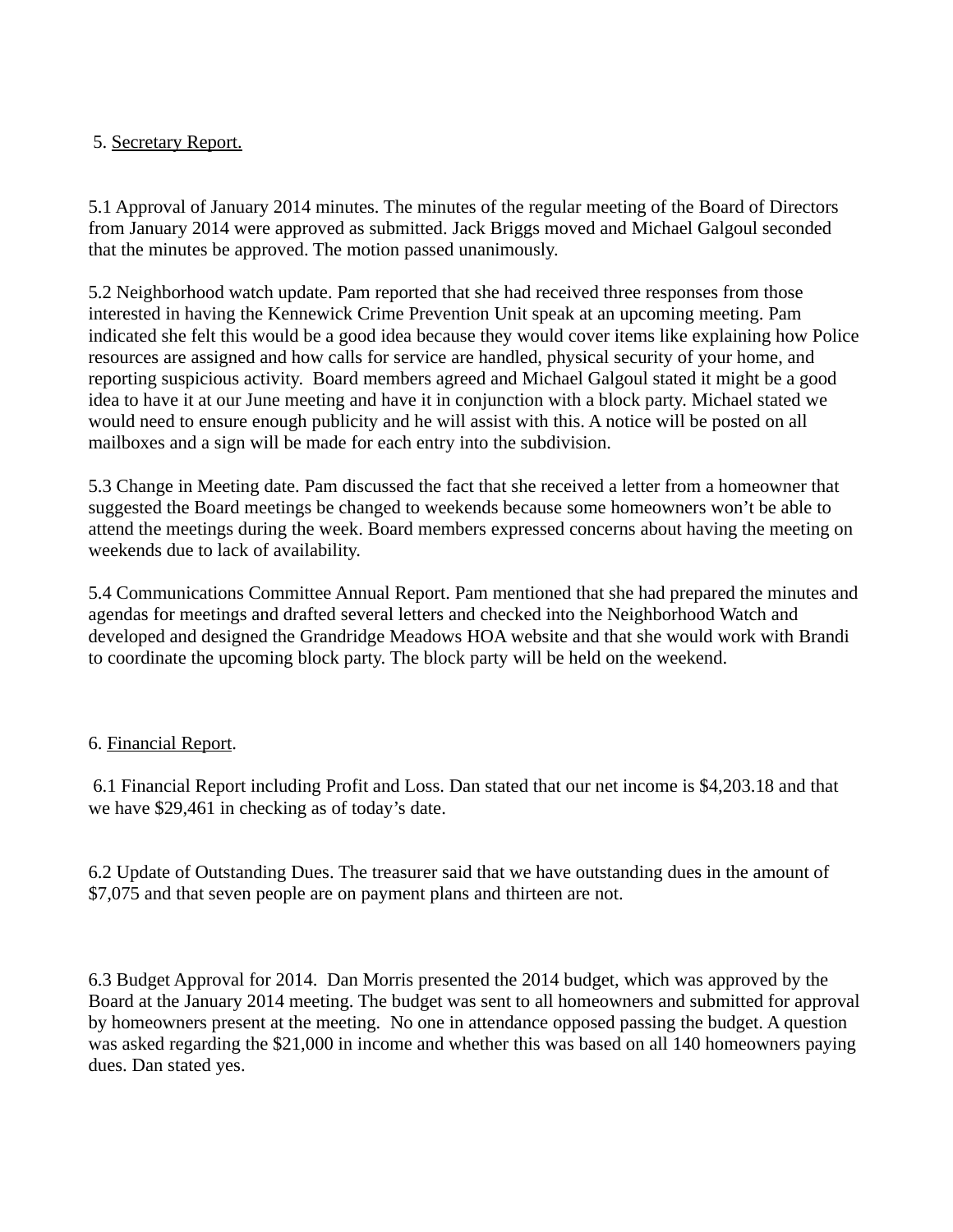5. <u>Secretary Report.</u>

5.1 Approval of January 2014 minutes. The minutes of the regular meeting of the Board of Directors from January 2014 were approved as submitted. Jack Briggs moved and Michael Galgoul seconded that the minutes be approved. The motion passed unanimously.

5.2 Neighborhood watch update. Pam reported that she had received three responses from those interested in having the Kennewick Crime Prevention Unit speak at an upcoming meeting. Pam indicated she felt this would be a good idea because they would cover items like explaining how Police resources are assigned and how calls for service are handled, physical security of your home, and reporting suspicious activity. Board members agreed and Michael Galgoul stated it might be a good idea to have it at our June meeting and have it in conjunction with a block party. Michael stated we would need to ensure enough publicity and he will assist with this. A notice will be posted on all mailboxes and a sign will be made for each entry into the subdivision.

5.3 Change in Meeting date. Pam discussed the fact that she received a letter from a homeowner that suggested the Board meetings be changed to weekends because some homeowners won't be able to attend the meetings during the week. Board members expressed concerns about having the meeting on weekends due to lack of availability.

5.4 Communications Committee Annual Report. Pam mentioned that she had prepared the minutes and agendas for meetings and drafted several letters and checked into the Neighborhood Watch and developed and designed the Grandridge Meadows HOA website and that she would work with Brandi to coordinate the upcoming block party. The block party will be held on the weekend.

6. <u>Financial Report</u>.

6.1 Financial Report including Profit and Loss. Dan stated that our net income is $4,203.18 and that we have $29,461 in checking as of today's date.

6.2 Update of Outstanding Dues. The treasurer said that we have outstanding dues in the amount of $7,075 and that seven people are on payment plans and thirteen are not.

6.3 Budget Approval for 2014. Dan Morris presented the 2014 budget, which was approved by the Board at the January 2014 meeting. The budget was sent to all homeowners and submitted for approval by homeowners present at the meeting. No one in attendance opposed passing the budget. A question was asked regarding the $21,000 in income and whether this was based on all 140 homeowners paying dues. Dan stated yes.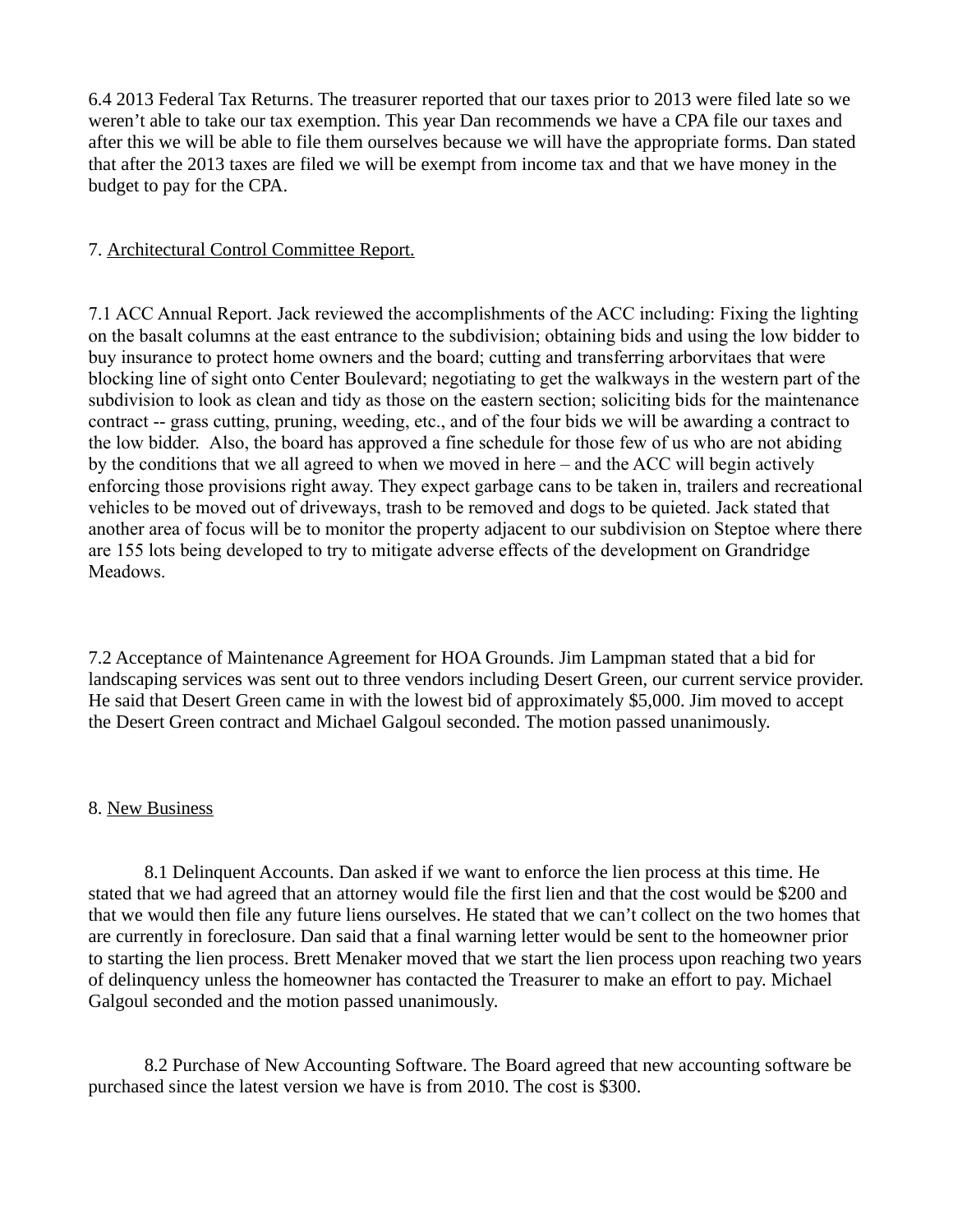6.4 2013 Federal Tax Returns. The treasurer reported that our taxes prior to 2013 were filed late so we weren't able to take our tax exemption. This year Dan recommends we have a CPA file our taxes and after this we will be able to file them ourselves because we will have the appropriate forms. Dan stated that after the 2013 taxes are filed we will be exempt from income tax and that we have money in the budget to pay for the CPA.

7. <u>Architectural Control Committee Report.</u>

7.1 ACC Annual Report. Jack reviewed the accomplishments of the ACC including: Fixing the lighting on the basalt columns at the east entrance to the subdivision; obtaining bids and using the low bidder to buy insurance to protect home owners and the board; cutting and transferring arborvitaes that were blocking line of sight onto Center Boulevard; negotiating to get the walkways in the western part of the subdivision to look as clean and tidy as those on the eastern section; soliciting bids for the maintenance contract -- grass cutting, pruning, weeding, etc., and of the four bids we will be awarding a contract to the low bidder. Also, the board has approved a fine schedule for those few of us who are not abiding by the conditions that we all agreed to when we moved in here – and the ACC will begin actively enforcing those provisions right away. They expect garbage cans to be taken in, trailers and recreational vehicles to be moved out of driveways, trash to be removed and dogs to be quieted. Jack stated that another area of focus will be to monitor the property adjacent to our subdivision on Steptoe where there are 155 lots being developed to try to mitigate adverse effects of the development on Grandridge Meadows.

7.2 Acceptance of Maintenance Agreement for HOA Grounds. Jim Lampman stated that a bid for landscaping services was sent out to three vendors including Desert Green, our current service provider. He said that Desert Green came in with the lowest bid of approximately $5,000. Jim moved to accept the Desert Green contract and Michael Galgoul seconded. The motion passed unanimously.

8. <u>New Business</u>

8.1 Delinquent Accounts. Dan asked if we want to enforce the lien process at this time. He stated that we had agreed that an attorney would file the first lien and that the cost would be $200 and that we would then file any future liens ourselves. He stated that we can't collect on the two homes that are currently in foreclosure. Dan said that a final warning letter would be sent to the homeowner prior to starting the lien process. Brett Menaker moved that we start the lien process upon reaching two years of delinquency unless the homeowner has contacted the Treasurer to make an effort to pay. Michael Galgoul seconded and the motion passed unanimously.

8.2 Purchase of New Accounting Software. The Board agreed that new accounting software be purchased since the latest version we have is from 2010. The cost is $300.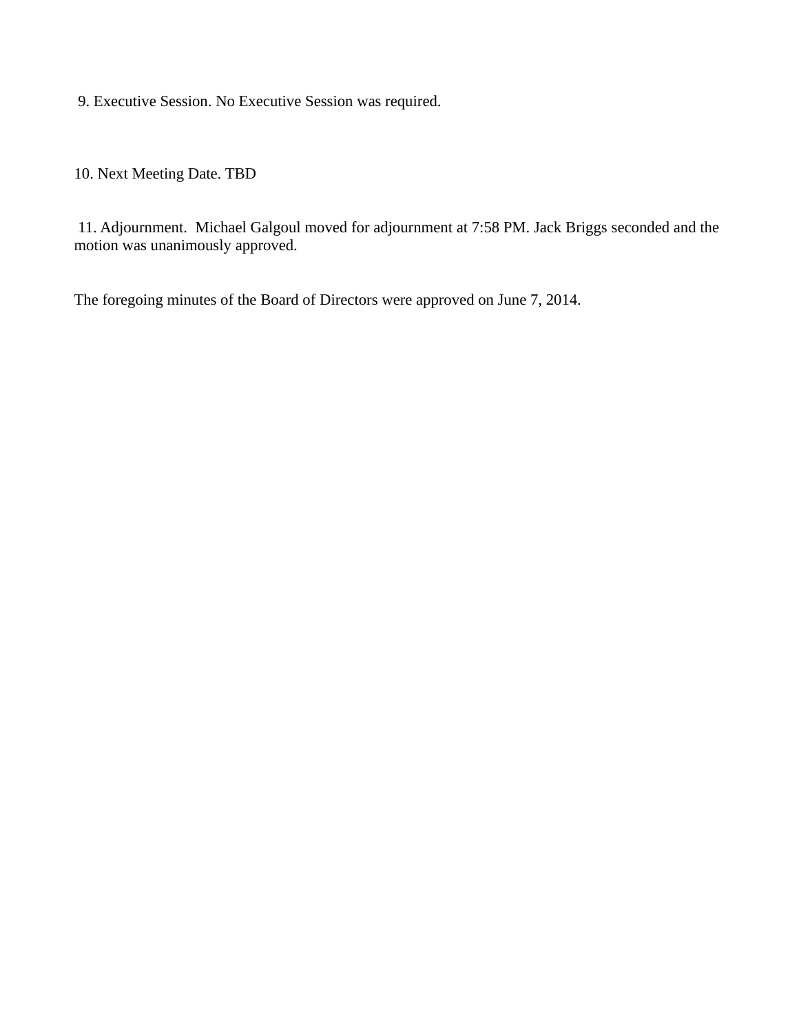9. Executive Session. No Executive Session was required.

10. Next Meeting Date. TBD

11. Adjournment. Michael Galgoul moved for adjournment at 7:58 PM. Jack Briggs seconded and the motion was unanimously approved.

The foregoing minutes of the Board of Directors were approved on June 7, 2014.